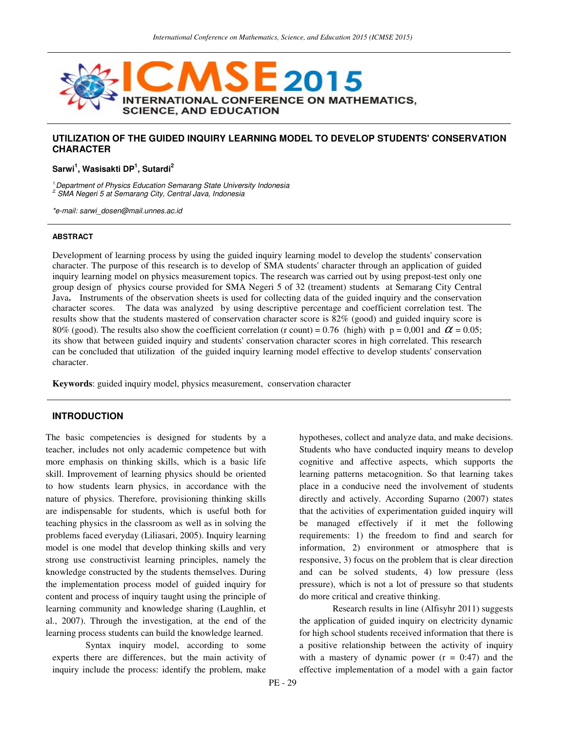# UTILIZATION OF THE GUIDED INQUIRY LEARNING MODEL TO DEVELOP STUDENTS' CONSERVATION CHARACTER

**Sarwi[1], Wasisakti DP[1], Sutardi[2]**

*[1] Department of Physics Education Semarang State University Indonesia*
*[2] SMA Negeri 5 at Semarang City, Central Java, Indonesia*

*\*e-mail: sarwi_dosen@mail.unnes.ac.id*

## ABSTRACT

Development of learning process by using the guided inquiry learning model to develop the students' conservation character. The purpose of this research is to develop of SMA students' character through an application of guided inquiry learning model on physics measurement topics. The research was carried out by using prepost-test only one group design of physics course provided for SMA Negeri 5 of 32 (treament) students at Semarang City Central Java. Instruments of the observation sheets is used for collecting data of the guided inquiry and the conservation character scores. The data was analyzed by using descriptive percentage and coefficient correlation test. The results show that the students mastered of conservation character score is 82% (good) and guided inquiry score is 80% (good). The results also show the coefficient correlation (r count) = 0.76 (high) with p = 0,001 and $\alpha$ = 0.05; its show that between guided inquiry and students' conservation character scores in high correlated. This research can be concluded that utilization of the guided inquiry learning model effective to develop students' conservation character.

**Keywords**: guided inquiry model, physics measurement, conservation character

## INTRODUCTION

The basic competencies is designed for students by a teacher, includes not only academic competence but with more emphasis on thinking skills, which is a basic life skill. Improvement of learning physics should be oriented to how students learn physics, in accordance with the nature of physics. Therefore, provisioning thinking skills are indispensable for students, which is useful both for teaching physics in the classroom as well as in solving the problems faced everyday (Liliasari, 2005). Inquiry learning model is one model that develop thinking skills and very strong use constructivist learning principles, namely the knowledge constructed by the students themselves. During the implementation process model of guided inquiry for content and process of inquiry taught using the principle of learning community and knowledge sharing (Laughlin, et al., 2007). Through the investigation, at the end of the learning process students can build the knowledge learned.

Syntax inquiry model, according to some experts there are differences, but the main activity of inquiry include the process: identify the problem, make hypotheses, collect and analyze data, and make decisions. Students who have conducted inquiry means to develop cognitive and affective aspects, which supports the learning patterns metacognition. So that learning takes place in a conducive need the involvement of students directly and actively. According Suparno (2007) states that the activities of experimentation guided inquiry will be managed effectively if it met the following requirements: 1) the freedom to find and search for information, 2) environment or atmosphere that is responsive, 3) focus on the problem that is clear direction and can be solved students, 4) low pressure (less pressure), which is not a lot of pressure so that students do more critical and creative thinking.

Research results in line (Alfisyhr 2011) suggests the application of guided inquiry on electricity dynamic for high school students received information that there is a positive relationship between the activity of inquiry with a mastery of dynamic power (r = 0:47) and the effective implementation of a model with a gain factor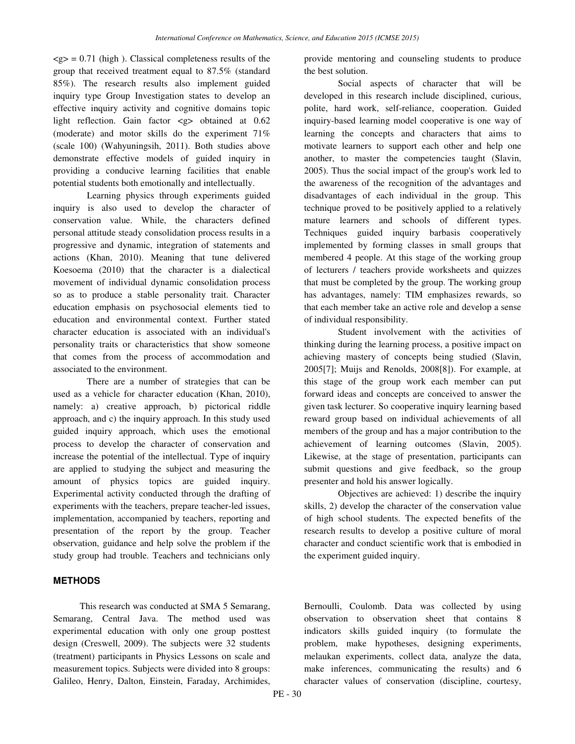$\langle g \rangle = 0.71$ (high ). Classical completeness results of the group that received treatment equal to 87.5% (standard 85%). The research results also implement guided inquiry type Group Investigation states to develop an effective inquiry activity and cognitive domains topic light reflection. Gain factor $\langle g \rangle$ obtained at 0.62 (moderate) and motor skills do the experiment 71% (scale 100) (Wahyuningsih, 2011). Both studies above demonstrate effective models of guided inquiry in providing a conducive learning facilities that enable potential students both emotionally and intellectually.

Learning physics through experiments guided inquiry is also used to develop the character of conservation value. While, the characters defined personal attitude steady consolidation process results in a progressive and dynamic, integration of statements and actions (Khan, 2010). Meaning that tune delivered Koesoema (2010) that the character is a dialectical movement of individual dynamic consolidation process so as to produce a stable personality trait. Character education emphasis on psychosocial elements tied to education and environmental context. Further stated character education is associated with an individual's personality traits or characteristics that show someone that comes from the process of accommodation and associated to the environment.

There are a number of strategies that can be used as a vehicle for character education (Khan, 2010), namely: a) creative approach, b) pictorical riddle approach, and c) the inquiry approach. In this study used guided inquiry approach, which uses the emotional process to develop the character of conservation and increase the potential of the intellectual. Type of inquiry are applied to studying the subject and measuring the amount of physics topics are guided inquiry. Experimental activity conducted through the drafting of experiments with the teachers, prepare teacher-led issues, implementation, accompanied by teachers, reporting and presentation of the report by the group. Teacher observation, guidance and help solve the problem if the study group had trouble. Teachers and technicians only provide mentoring and counseling students to produce the best solution.

Social aspects of character that will be developed in this research include disciplined, curious, polite, hard work, self-reliance, cooperation. Guided inquiry-based learning model cooperative is one way of learning the concepts and characters that aims to motivate learners to support each other and help one another, to master the competencies taught (Slavin, 2005). Thus the social impact of the group's work led to the awareness of the recognition of the advantages and disadvantages of each individual in the group. This technique proved to be positively applied to a relatively mature learners and schools of different types. Techniques guided inquiry barbasis cooperatively implemented by forming classes in small groups that membered 4 people. At this stage of the working group of lecturers / teachers provide worksheets and quizzes that must be completed by the group. The working group has advantages, namely: TIM emphasizes rewards, so that each member take an active role and develop a sense of individual responsibility.

Student involvement with the activities of thinking during the learning process, a positive impact on achieving mastery of concepts being studied (Slavin, 2005[7]; Muijs and Renolds, 2008[8]). For example, at this stage of the group work each member can put forward ideas and concepts are conceived to answer the given task lecturer. So cooperative inquiry learning based reward group based on individual achievements of all members of the group and has a major contribution to the achievement of learning outcomes (Slavin, 2005). Likewise, at the stage of presentation, participants can submit questions and give feedback, so the group presenter and hold his answer logically.

Objectives are achieved: 1) describe the inquiry skills, 2) develop the character of the conservation value of high school students. The expected benefits of the research results to develop a positive culture of moral character and conduct scientific work that is embodied in the experiment guided inquiry.

## METHODS

This research was conducted at SMA 5 Semarang, Semarang, Central Java. The method used was experimental education with only one group posttest design (Creswell, 2009). The subjects were 32 students (treatment) participants in Physics Lessons on scale and measurement topics. Subjects were divided into 8 groups: Galileo, Henry, Dalton, Einstein, Faraday, Archimides, Bernoulli, Coulomb. Data was collected by using observation to observation sheet that contains 8 indicators skills guided inquiry (to formulate the problem, make hypotheses, designing experiments, melaukan experiments, collect data, analyze the data, make inferences, communicating the results) and 6 character values of conservation (discipline, courtesy,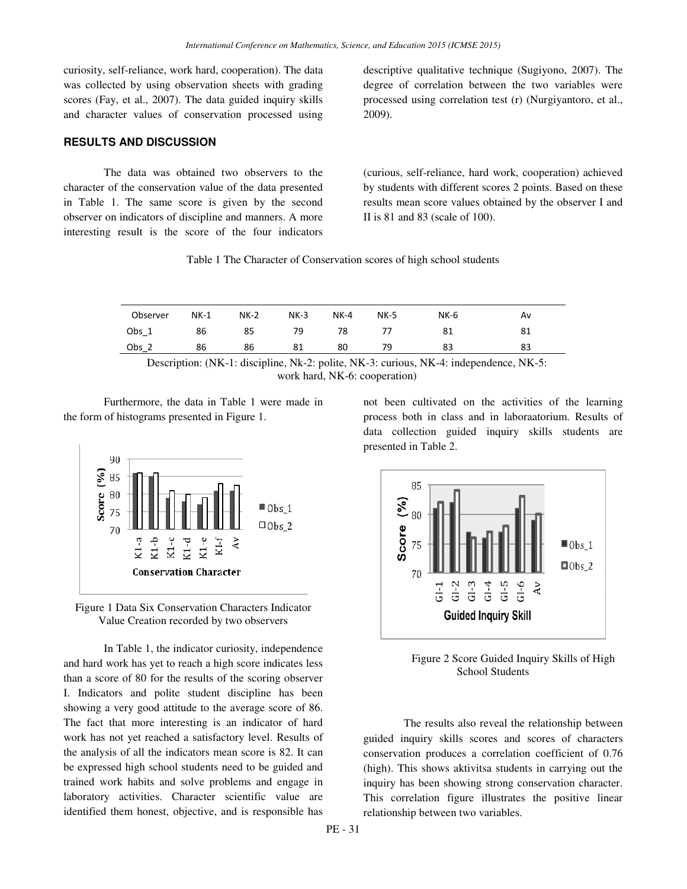curiosity, self-reliance, work hard, cooperation). The data was collected by using observation sheets with grading scores (Fay, et al., 2007). The data guided inquiry skills and character values of conservation processed using descriptive qualitative technique (Sugiyono, 2007). The degree of correlation between the two variables were processed using correlation test (r) (Nurgiyantoro, et al., 2009).

## RESULTS AND DISCUSSION

The data was obtained two observers to the character of the conservation value of the data presented in Table 1. The same score is given by the second observer on indicators of discipline and manners. A more interesting result is the score of the four indicators (curious, self-reliance, hard work, cooperation) achieved by students with different scores 2 points. Based on these results mean score values obtained by the observer I and II is 81 and 83 (scale of 100).

Table 1 The Character of Conservation scores of high school students

| Observer | NK-1 | NK-2 | NK-3 | NK-4 | NK-5 | NK-6 | Av |
|---|---|---|---|---|---|---|---|
| Obs_1 | 86 | 85 | 79 | 78 | 77 | 81 | 81 |
| Obs_2 | 86 | 86 | 81 | 80 | 79 | 83 | 83 |

Description: (NK-1: discipline, Nk-2: polite, NK-3: curious, NK-4: independence, NK-5: work hard, NK-6: cooperation)

Furthermore, the data in Table 1 were made in the form of histograms presented in Figure 1.

Figure 1 Data Six Conservation Characters Indicator Value Creation recorded by two observers

In Table 1, the indicator curiosity, independence and hard work has yet to reach a high score indicates less than a score of 80 for the results of the scoring observer I. Indicators and polite student discipline has been showing a very good attitude to the average score of 86. The fact that more interesting is an indicator of hard work has not yet reached a satisfactory level. Results of the analysis of all the indicators mean score is 82. It can be expressed high school students need to be guided and trained work habits and solve problems and engage in laboratory activities. Character scientific value are identified them honest, objective, and is responsible has not been cultivated on the activities of the learning process both in class and in laboraatorium. Results of data collection guided inquiry skills students are presented in Table 2.

Figure 2 Score Guided Inquiry Skills of High School Students

The results also reveal the relationship between guided inquiry skills scores and scores of characters conservation produces a correlation coefficient of 0.76 (high). This shows aktivitsa students in carrying out the inquiry has been showing strong conservation character. This correlation figure illustrates the positive linear relationship between two variables.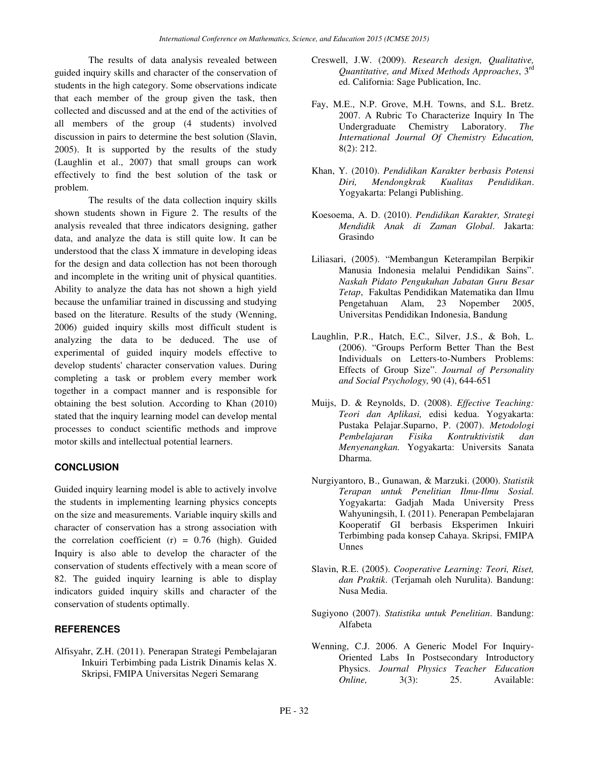The results of data analysis revealed between guided inquiry skills and character of the conservation of students in the high category. Some observations indicate that each member of the group given the task, then collected and discussed and at the end of the activities of all members of the group (4 students) involved discussion in pairs to determine the best solution (Slavin, 2005). It is supported by the results of the study (Laughlin et al., 2007) that small groups can work effectively to find the best solution of the task or problem.

The results of the data collection inquiry skills shown students shown in Figure 2. The results of the analysis revealed that three indicators designing, gather data, and analyze the data is still quite low. It can be understood that the class X immature in developing ideas for the design and data collection has not been thorough and incomplete in the writing unit of physical quantities. Ability to analyze the data has not shown a high yield because the unfamiliar trained in discussing and studying based on the literature. Results of the study (Wenning, 2006) guided inquiry skills most difficult student is analyzing the data to be deduced. The use of experimental of guided inquiry models effective to develop students' character conservation values. During completing a task or problem every member work together in a compact manner and is responsible for obtaining the best solution. According to Khan (2010) stated that the inquiry learning model can develop mental processes to conduct scientific methods and improve motor skills and intellectual potential learners.

## CONCLUSION

Guided inquiry learning model is able to actively involve the students in implementing learning physics concepts on the size and measurements. Variable inquiry skills and character of conservation has a strong association with the correlation coefficient (r) = 0.76 (high). Guided Inquiry is also able to develop the character of the conservation of students effectively with a mean score of 82. The guided inquiry learning is able to display indicators guided inquiry skills and character of the conservation of students optimally.

## REFERENCES

Alfisyahr, Z.H. (2011). Penerapan Strategi Pembelajaran Inkuiri Terbimbing pada Listrik Dinamis kelas X. Skripsi, FMIPA Universitas Negeri Semarang

Creswell, J.W. (2009). *Research design, Qualitative, Quantitative, and Mixed Methods Approaches*, 3rd ed. California: Sage Publication, Inc.

Fay, M.E., N.P. Grove, M.H. Towns, and S.L. Bretz. 2007. A Rubric To Characterize Inquiry In The Undergraduate Chemistry Laboratory. *The International Journal Of Chemistry Education,* 8(2): 212.

Khan, Y. (2010). *Pendidikan Karakter berbasis Potensi Diri, Mendongkrak Kualitas Pendidikan*. Yogyakarta: Pelangi Publishing.

Koesoema, A. D. (2010). *Pendidikan Karakter, Strategi Mendidik Anak di Zaman Global*. Jakarta: Grasindo

Liliasari, (2005). "Membangun Keterampilan Berpikir Manusia Indonesia melalui Pendidikan Sains". *Naskah Pidato Pengukuhan Jabatan Guru Besar Tetap*, Fakultas Pendidikan Matematika dan Ilmu Pengetahuan Alam, 23 Nopember 2005, Universitas Pendidikan Indonesia, Bandung

Laughlin, P.R., Hatch, E.C., Silver, J.S., & Boh, L. (2006). "Groups Perform Better Than the Best Individuals on Letters-to-Numbers Problems: Effects of Group Size". *Journal of Personality and Social Psychology,* 90 (4), 644-651

Muijs, D. & Reynolds, D. (2008). *Effective Teaching: Teori dan Aplikasi,* edisi kedua. Yogyakarta: Pustaka Pelajar.Suparno, P. (2007). *Metodologi Pembelajaran Fisika Kontruktivistik dan Menyenangkan.* Yogyakarta: Universits Sanata Dharma.

Nurgiyantoro, B., Gunawan, & Marzuki. (2000). *Statistik Terapan untuk Penelitian Ilmu-Ilmu Sosial.* Yogyakarta: Gadjah Mada University Press Wahyuningsih, I. (2011). Penerapan Pembelajaran Kooperatif GI berbasis Eksperimen Inkuiri Terbimbing pada konsep Cahaya. Skripsi, FMIPA Unnes

Slavin, R.E. (2005). *Cooperative Learning: Teori, Riset, dan Praktik*. (Terjamah oleh Nurulita). Bandung: Nusa Media.

Sugiyono (2007). *Statistika untuk Penelitian*. Bandung: Alfabeta

Wenning, C.J. 2006. A Generic Model For Inquiry-Oriented Labs In Postsecondary Introductory Physics. *Journal Physics Teacher Education Online,* 3(3): 25. Available: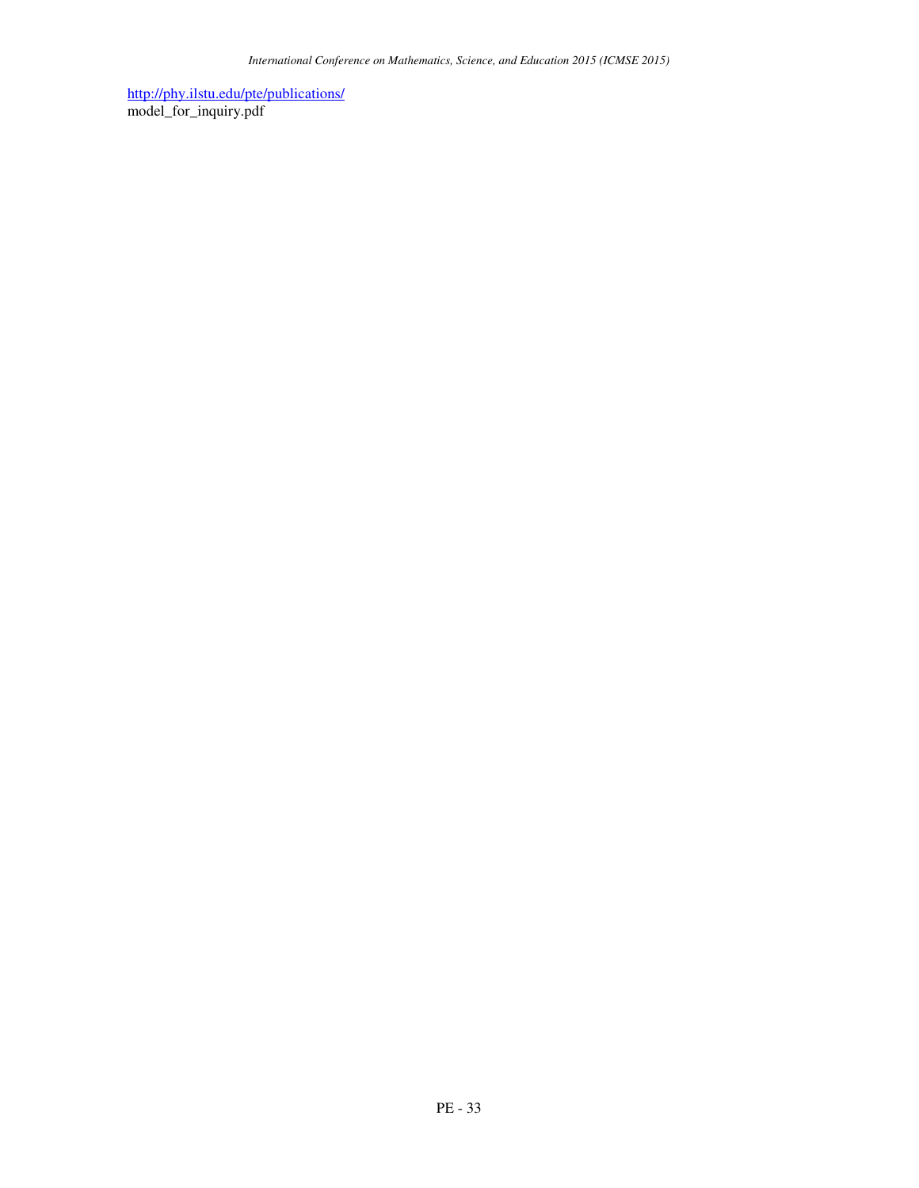http://phy.ilstu.edu/pte/publications/
model_for_inquiry.pdf